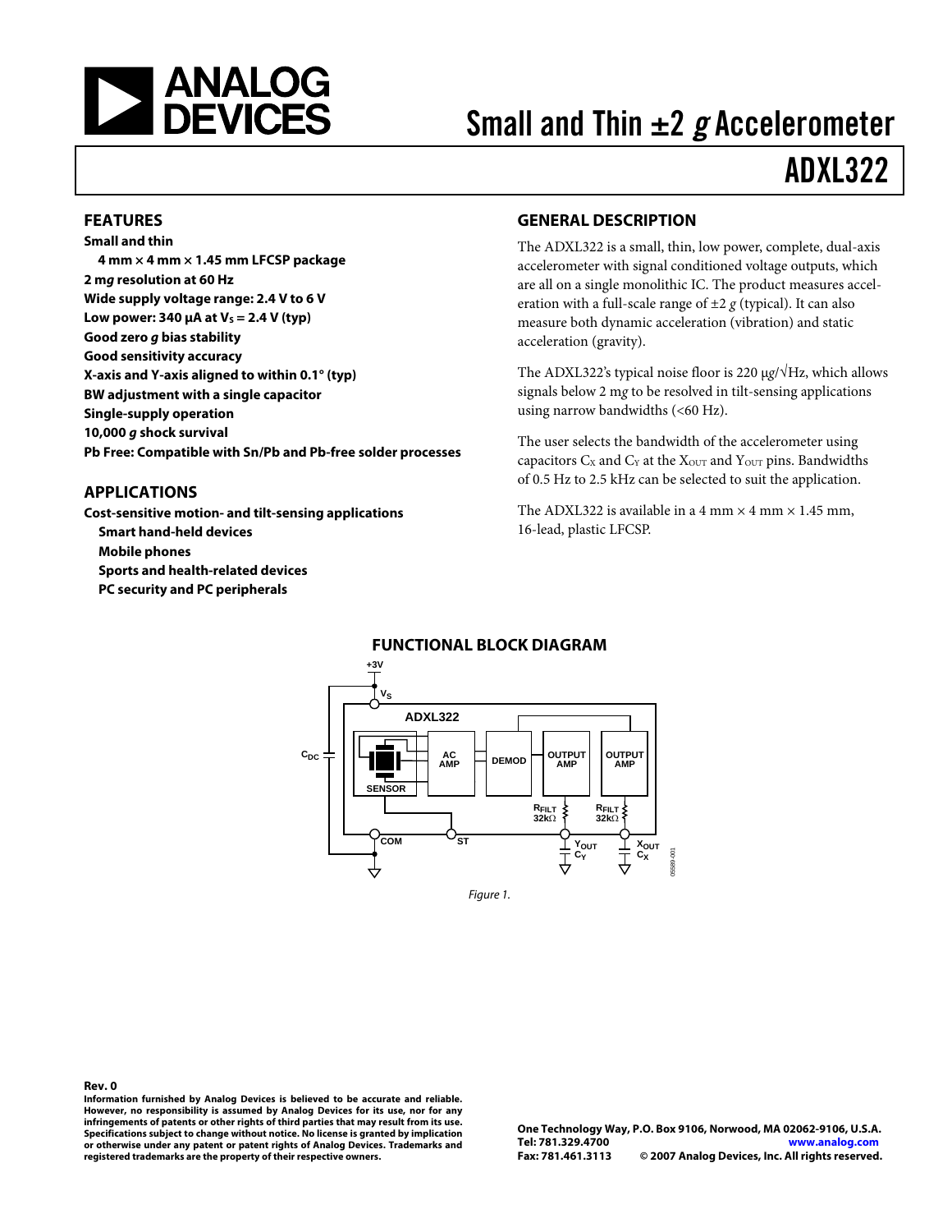# Small and Thin ±2 *g* Accelerometer

# ADXL322

## FEATURES

**Small and thin**
- **4 mm × 4 mm × 1.45 mm LFCSP package**

**2 m*g* resolution at 60 Hz**
**Wide supply voltage range: 2.4 V to 6 V**
**Low power: 340 µA at $V_S$ = 2.4 V (typ)**
**Good zero *g* bias stability**
**Good sensitivity accuracy**
**X-axis and Y-axis aligned to within 0.1° (typ)**
**BW adjustment with a single capacitor**
**Single-supply operation**
**10,000 *g* shock survival**
**Pb Free: Compatible with Sn/Pb and Pb-free solder processes**

## APPLICATIONS

**Cost-sensitive motion- and tilt-sensing applications**
- **Smart hand-held devices**
- **Mobile phones**
- **Sports and health-related devices**
- **PC security and PC peripherals**

## GENERAL DESCRIPTION

The ADXL322 is a small, thin, low power, complete, dual-axis accelerometer with signal conditioned voltage outputs, which are all on a single monolithic IC. The product measures acceleration with a full-scale range of ±2 *g* (typical). It can also measure both dynamic acceleration (vibration) and static acceleration (gravity).

The ADXL322's typical noise floor is 220 µ*g*/√Hz, which allows signals below 2 m*g* to be resolved in tilt-sensing applications using narrow bandwidths (<60 Hz).

The user selects the bandwidth of the accelerometer using capacitors $C_X$ and $C_Y$ at the $X_{OUT}$ and $Y_{OUT}$ pins. Bandwidths of 0.5 Hz to 2.5 kHz can be selected to suit the application.

The ADXL322 is available in a 4 mm × 4 mm × 1.45 mm, 16-lead, plastic LFCSP.

## FUNCTIONAL BLOCK DIAGRAM

Figure 1.

**Rev. 0**

**Information furnished by Analog Devices is believed to be accurate and reliable. However, no responsibility is assumed by Analog Devices for its use, nor for any infringements of patents or other rights of third parties that may result from its use. Specifications subject to change without notice. No license is granted by implication or otherwise under any patent or patent rights of Analog Devices. Trademarks and registered trademarks are the property of their respective owners.**

**One Technology Way, P.O. Box 9106, Norwood, MA 02062-9106, U.S.A.**
**Tel: 781.329.4700 www.analog.com**
**Fax: 781.461.3113 © 2007 Analog Devices, Inc. All rights reserved.**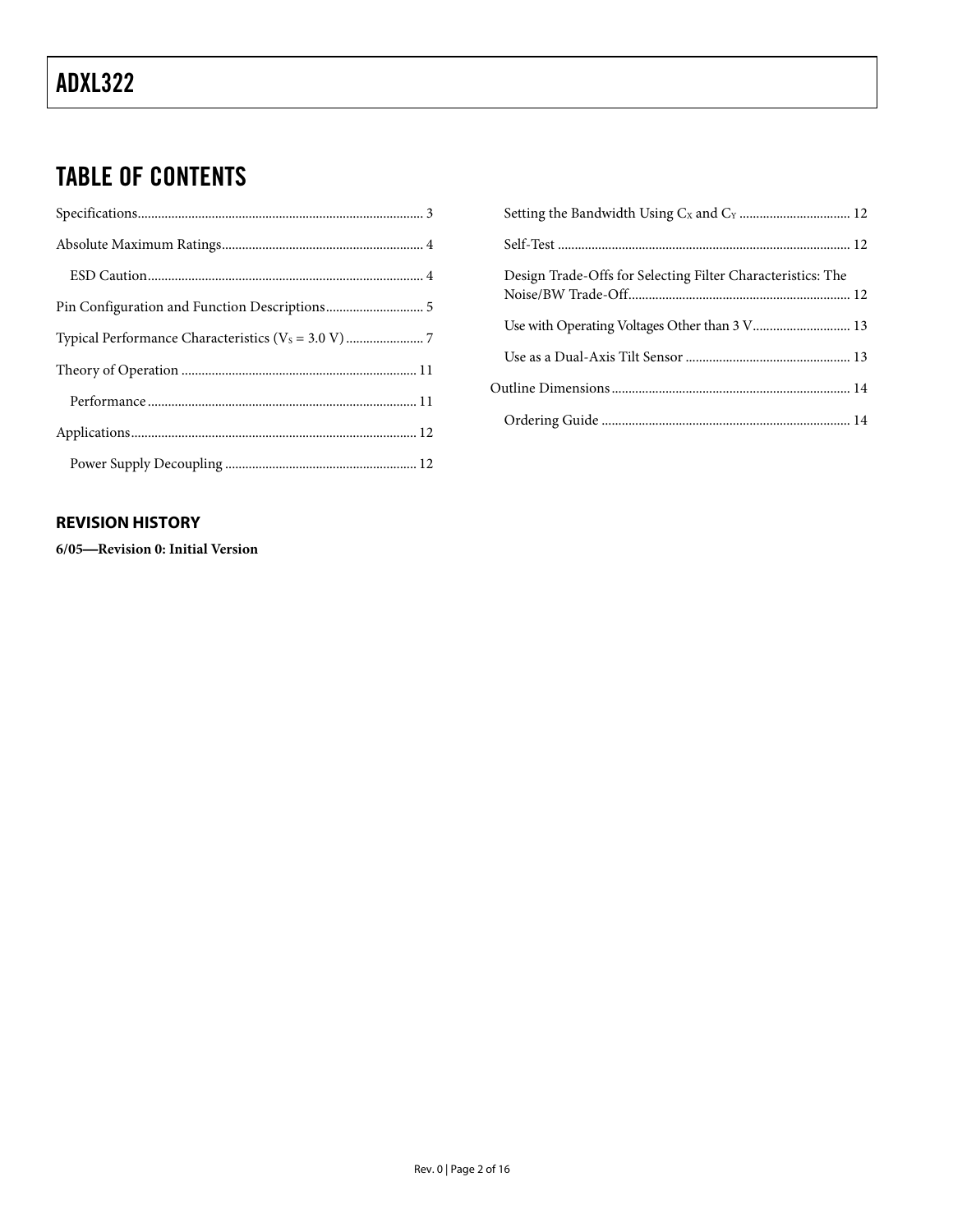## TABLE OF CONTENTS

Specifications ... 3

Absolute Maximum Ratings ... 4

- ESD Caution ... 4

Pin Configuration and Function Descriptions ... 5

Typical Performance Characteristics ($V_S$ = 3.0 V) ... 7

Theory of Operation ... 11

- Performance ... 11

Applications ... 12

- Power Supply Decoupling ... 12
- Setting the Bandwidth Using $C_X$ and $C_Y$ ... 12
- Self-Test ... 12
- Design Trade-Offs for Selecting Filter Characteristics: The Noise/BW Trade-Off ... 12
- Use with Operating Voltages Other than 3 V ... 13
- Use as a Dual-Axis Tilt Sensor ... 13

Outline Dimensions ... 14

- Ordering Guide ... 14

### REVISION HISTORY

**6/05—Revision 0: Initial Version**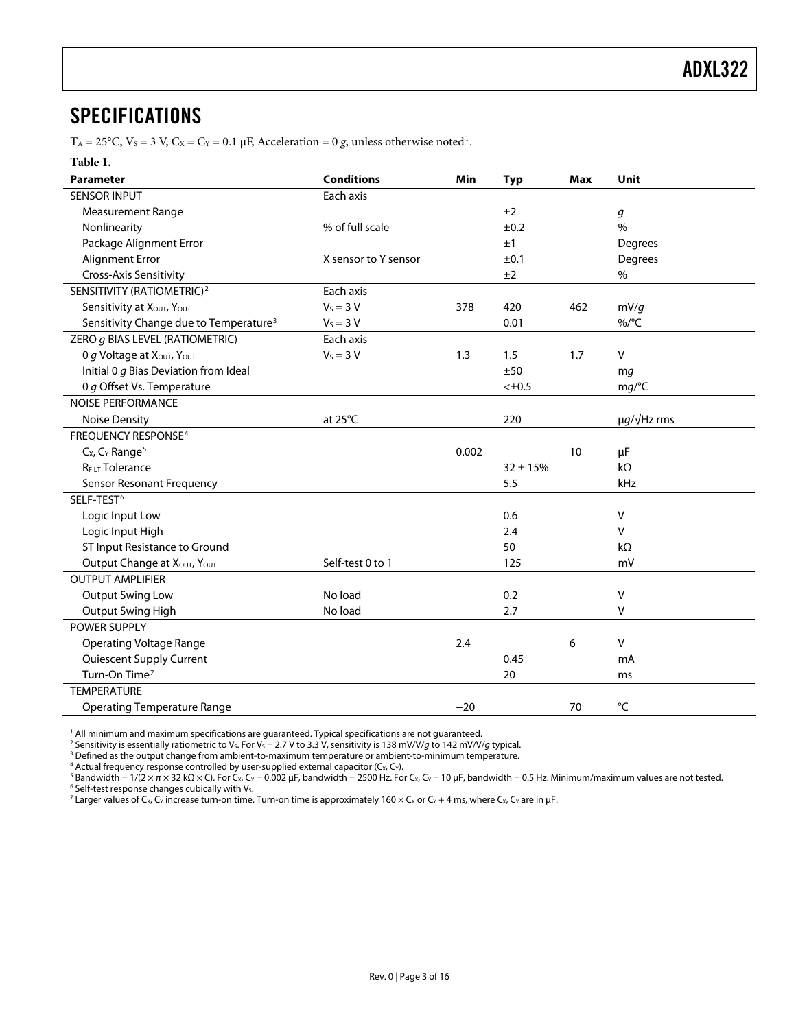## SPECIFICATIONS

$T_A$ = 25°C, $V_S$ = 3 V, $C_X$ = $C_Y$ = 0.1 μF, Acceleration = 0 *g*, unless otherwise noted[1].

**Table 1.**

| Parameter | Conditions | Min | Typ | Max | Unit |
|---|---|---|---|---|---|
| SENSOR INPUT | Each axis | | | | |
| Measurement Range | | | ±2 | | *g* |
| Nonlinearity | % of full scale | | ±0.2 | | % |
| Package Alignment Error | | | ±1 | | Degrees |
| Alignment Error | X sensor to Y sensor | | ±0.1 | | Degrees |
| Cross-Axis Sensitivity | | | ±2 | | % |
| SENSITIVITY (RATIOMETRIC)[2] | Each axis | | | | |
| Sensitivity at $X_{OUT}$, $Y_{OUT}$ | $V_S$ = 3 V | 378 | 420 | 462 | mV/*g* |
| Sensitivity Change due to Temperature[3] | $V_S$ = 3 V | | 0.01 | | %/°C |
| ZERO *g* BIAS LEVEL (RATIOMETRIC) | Each axis | | | | |
| 0 *g* Voltage at $X_{OUT}$, $Y_{OUT}$ | $V_S$ = 3 V | 1.3 | 1.5 | 1.7 | V |
| Initial 0 *g* Bias Deviation from Ideal | | | ±50 | | m*g* |
| 0 *g* Offset Vs. Temperature | | | <±0.5 | | m*g*/°C |
| NOISE PERFORMANCE | | | | | |
| Noise Density | at 25°C | | 220 | | μ*g*/√Hz rms |
| FREQUENCY RESPONSE[4] | | | | | |
| $C_X$, $C_Y$ Range[5] | | 0.002 | | 10 | μF |
| $R_{FILT}$ Tolerance | | | 32 ± 15% | | kΩ |
| Sensor Resonant Frequency | | | 5.5 | | kHz |
| SELF-TEST[6] | | | | | |
| Logic Input Low | | | 0.6 | | V |
| Logic Input High | | | 2.4 | | V |
| ST Input Resistance to Ground | | | 50 | | kΩ |
| Output Change at $X_{OUT}$, $Y_{OUT}$ | Self-test 0 to 1 | | 125 | | mV |
| OUTPUT AMPLIFIER | | | | | |
| Output Swing Low | No load | | 0.2 | | V |
| Output Swing High | No load | | 2.7 | | V |
| POWER SUPPLY | | | | | |
| Operating Voltage Range | | 2.4 | | 6 | V |
| Quiescent Supply Current | | | 0.45 | | mA |
| Turn-On Time[7] | | | 20 | | ms |
| TEMPERATURE | | | | | |
| Operating Temperature Range | | −20 | | 70 | °C |

[1] All minimum and maximum specifications are guaranteed. Typical specifications are not guaranteed.
[2] Sensitivity is essentially ratiometric to $V_S$. For $V_S$ = 2.7 V to 3.3 V, sensitivity is 138 mV/V/*g* to 142 mV/V/*g* typical.
[3] Defined as the output change from ambient-to-maximum temperature or ambient-to-minimum temperature.
[4] Actual frequency response controlled by user-supplied external capacitor ($C_X$, $C_Y$).
[5] Bandwidth = 1/(2 × π × 32 kΩ × C). For $C_X$, $C_Y$ = 0.002 μF, bandwidth = 2500 Hz. For $C_X$, $C_Y$ = 10 μF, bandwidth = 0.5 Hz. Minimum/maximum values are not tested.
[6] Self-test response changes cubically with $V_S$.
[7] Larger values of $C_X$, $C_Y$ increase turn-on time. Turn-on time is approximately 160 × $C_X$ or $C_Y$ + 4 ms, where $C_X$, $C_Y$ are in μF.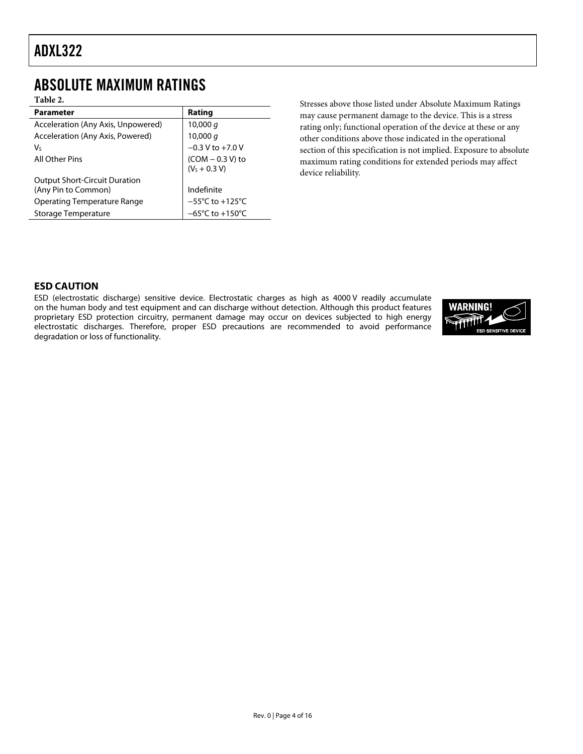## ABSOLUTE MAXIMUM RATINGS

Table 2.

| Parameter | Rating |
|---|---|
| Acceleration (Any Axis, Unpowered) | 10,000 *g* |
| Acceleration (Any Axis, Powered) | 10,000 *g* |
| $V_S$ | −0.3 V to +7.0 V |
| All Other Pins | (COM − 0.3 V) to ($V_S$ + 0.3 V) |
| Output Short-Circuit Duration (Any Pin to Common) | Indefinite |
| Operating Temperature Range | −55°C to +125°C |
| Storage Temperature | −65°C to +150°C |

Stresses above those listed under Absolute Maximum Ratings may cause permanent damage to the device. This is a stress rating only; functional operation of the device at these or any other conditions above those indicated in the operational section of this specification is not implied. Exposure to absolute maximum rating conditions for extended periods may affect device reliability.

### ESD CAUTION

ESD (electrostatic discharge) sensitive device. Electrostatic charges as high as 4000 V readily accumulate on the human body and test equipment and can discharge without detection. Although this product features proprietary ESD protection circuitry, permanent damage may occur on devices subjected to high energy electrostatic discharges. Therefore, proper ESD precautions are recommended to avoid performance degradation or loss of functionality.

WARNING! ESD SENSITIVE DEVICE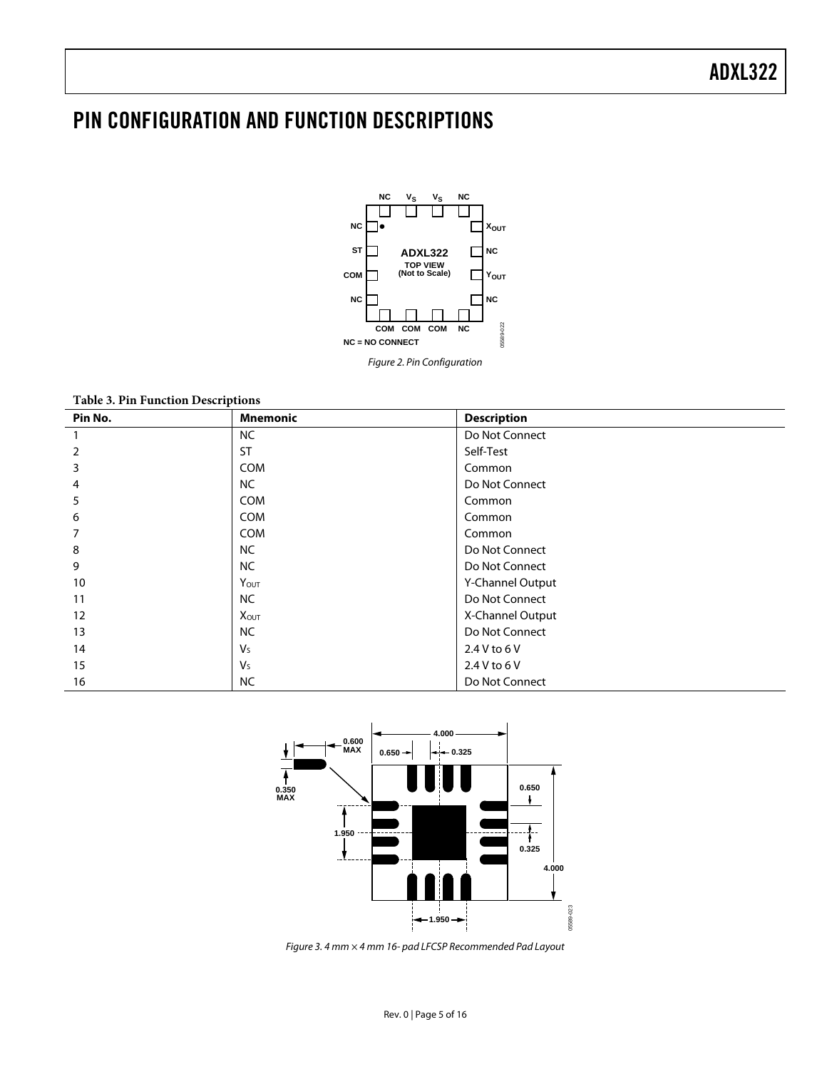# PIN CONFIGURATION AND FUNCTION DESCRIPTIONS

Figure 2. Pin Configuration

**Table 3. Pin Function Descriptions**

| Pin No. | Mnemonic | Description |
|---|---|---|
| 1 | NC | Do Not Connect |
| 2 | ST | Self-Test |
| 3 | COM | Common |
| 4 | NC | Do Not Connect |
| 5 | COM | Common |
| 6 | COM | Common |
| 7 | COM | Common |
| 8 | NC | Do Not Connect |
| 9 | NC | Do Not Connect |
| 10 | $Y_{OUT}$ | Y-Channel Output |
| 11 | NC | Do Not Connect |
| 12 | $X_{OUT}$ | X-Channel Output |
| 13 | NC | Do Not Connect |
| 14 | $V_S$ | 2.4 V to 6 V |
| 15 | $V_S$ | 2.4 V to 6 V |
| 16 | NC | Do Not Connect |

Figure 3. 4 mm × 4 mm 16- pad LFCSP Recommended Pad Layout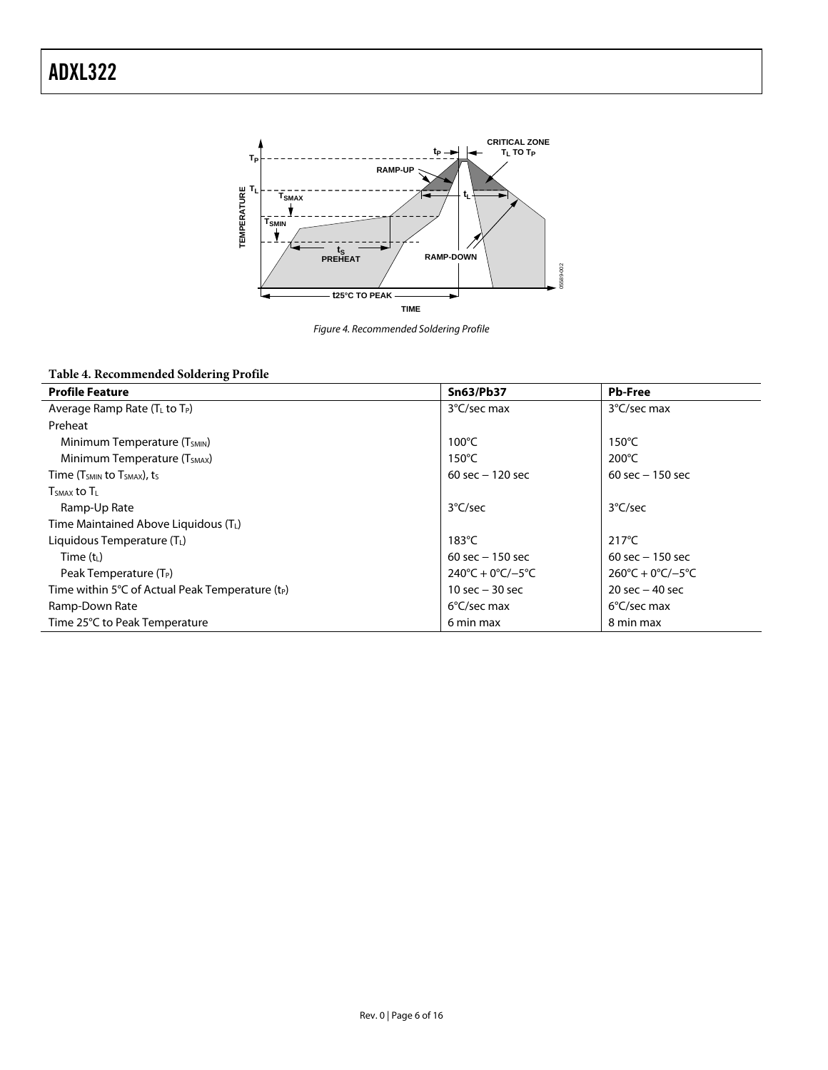Figure 4. Recommended Soldering Profile

**Table 4. Recommended Soldering Profile**

| Profile Feature | Sn63/Pb37 | Pb-Free |
|---|---|---|
| Average Ramp Rate ($T_L$ to $T_P$) | 3°C/sec max | 3°C/sec max |
| Preheat | | |
| Minimum Temperature ($T_{SMIN}$) | 100°C | 150°C |
| Minimum Temperature ($T_{SMAX}$) | 150°C | 200°C |
| Time ($T_{SMIN}$ to $T_{SMAX}$), $t_S$ | 60 sec − 120 sec | 60 sec − 150 sec |
| $T_{SMAX}$ to $T_L$ | | |
| Ramp-Up Rate | 3°C/sec | 3°C/sec |
| Time Maintained Above Liquidous ($T_L$) | | |
| Liquidous Temperature ($T_L$) | 183°C | 217°C |
| Time ($t_L$) | 60 sec − 150 sec | 60 sec − 150 sec |
| Peak Temperature ($T_P$) | 240°C + 0°C/−5°C | 260°C + 0°C/−5°C |
| Time within 5°C of Actual Peak Temperature ($t_P$) | 10 sec − 30 sec | 20 sec − 40 sec |
| Ramp-Down Rate | 6°C/sec max | 6°C/sec max |
| Time 25°C to Peak Temperature | 6 min max | 8 min max |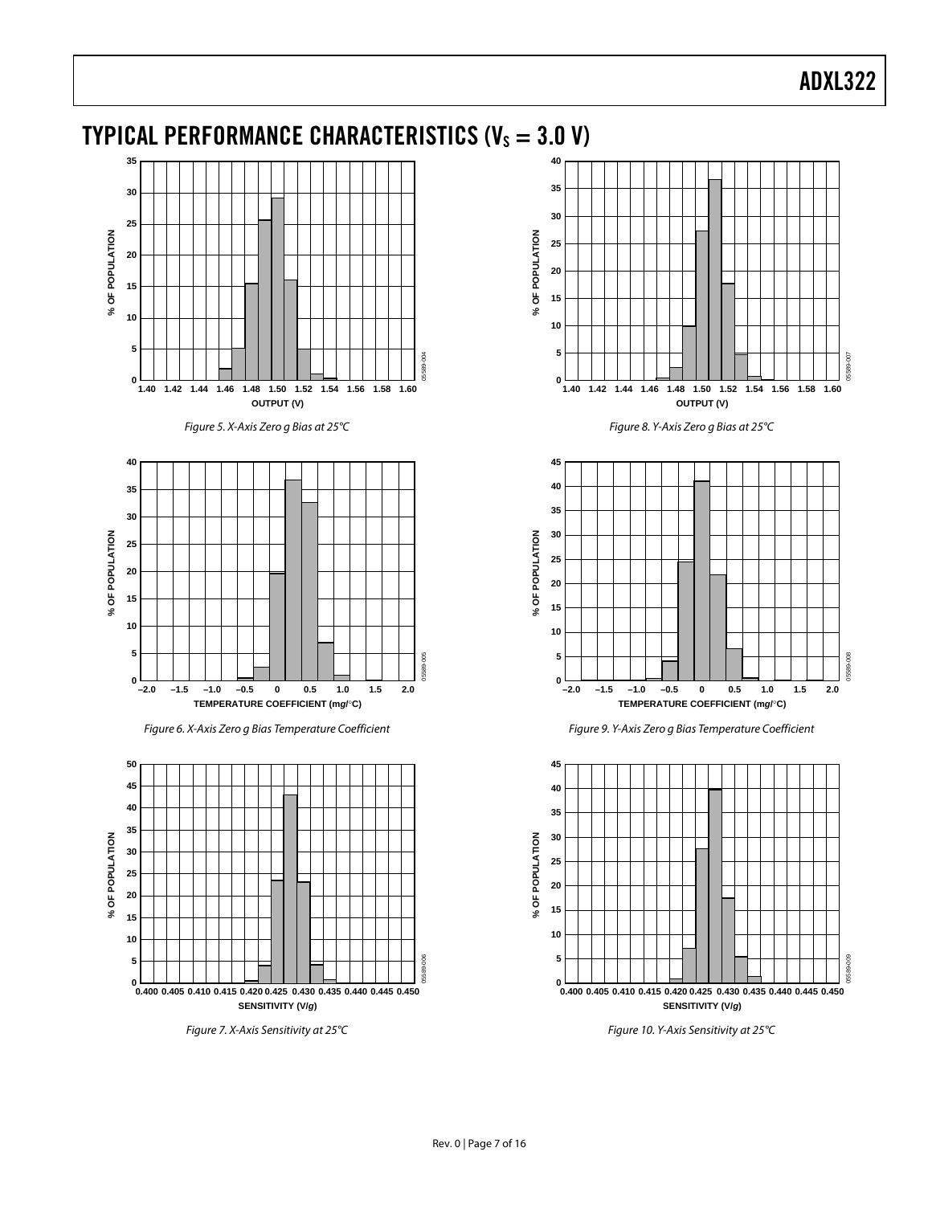## TYPICAL PERFORMANCE CHARACTERISTICS ($V_S$ = 3.0 V)

*Figure 5. X-Axis Zero g Bias at 25°C*

*Figure 6. X-Axis Zero g Bias Temperature Coefficient*

*Figure 7. X-Axis Sensitivity at 25°C*

*Figure 8. Y-Axis Zero g Bias at 25°C*

*Figure 9. Y-Axis Zero g Bias Temperature Coefficient*

*Figure 10. Y-Axis Sensitivity at 25°C*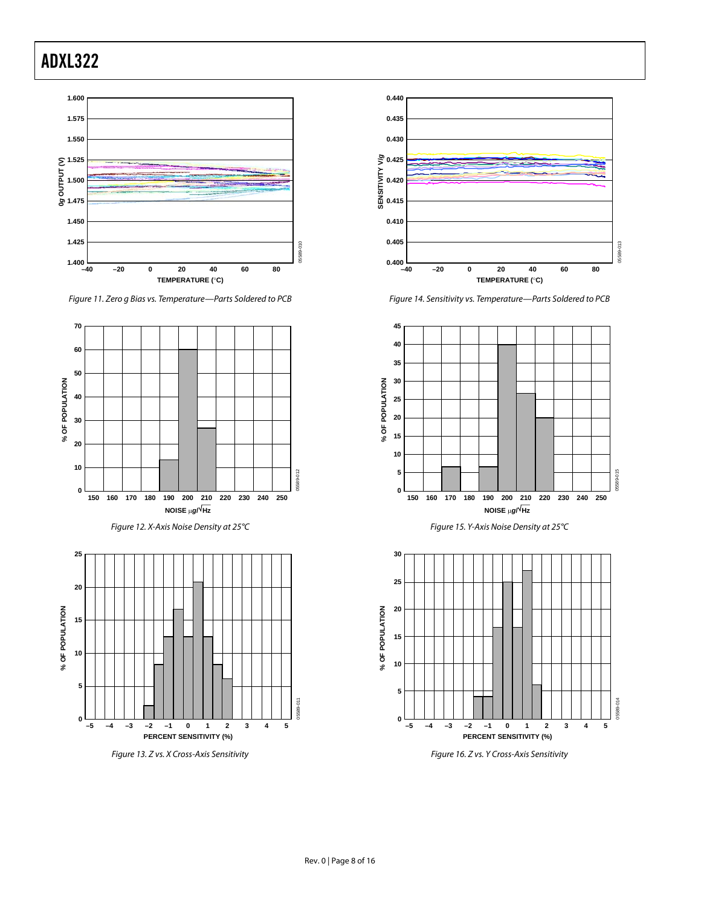Figure 11. Zero g Bias vs. Temperature—Parts Soldered to PCB

Figure 14. Sensitivity vs. Temperature—Parts Soldered to PCB

Figure 12. X-Axis Noise Density at 25°C

Figure 15. Y-Axis Noise Density at 25°C

Figure 13. Z vs. X Cross-Axis Sensitivity

Figure 16. Z vs. Y Cross-Axis Sensitivity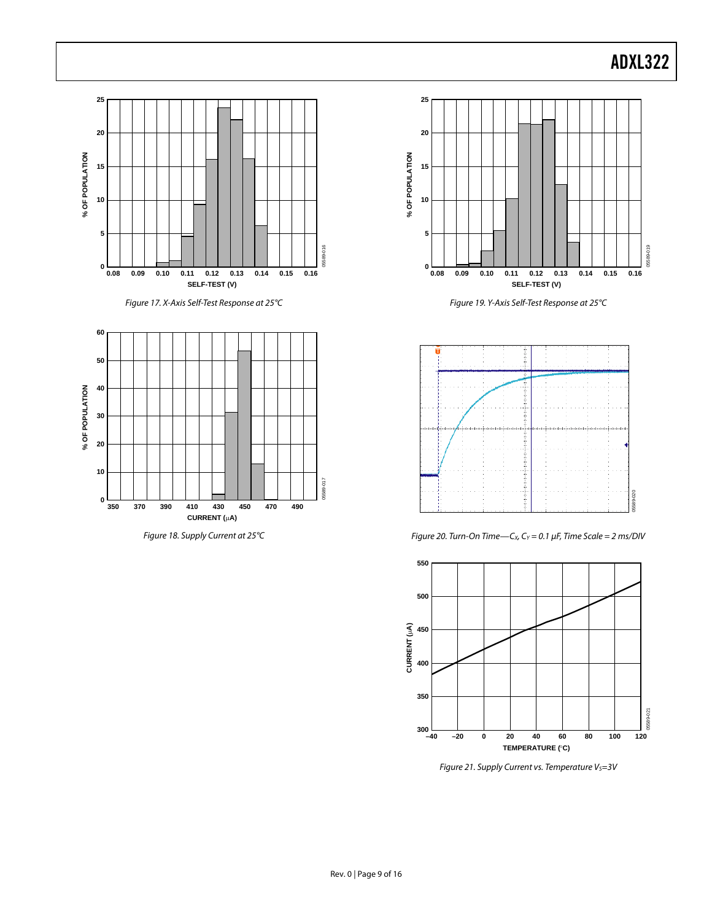Figure 17. X-Axis Self-Test Response at 25°C

Figure 18. Supply Current at 25°C

Figure 19. Y-Axis Self-Test Response at 25°C

Figure 20. Turn-On Time—$C_X$, $C_Y$ = 0.1 μF, Time Scale = 2 ms/DIV

Figure 21. Supply Current vs. Temperature $V_S$=3V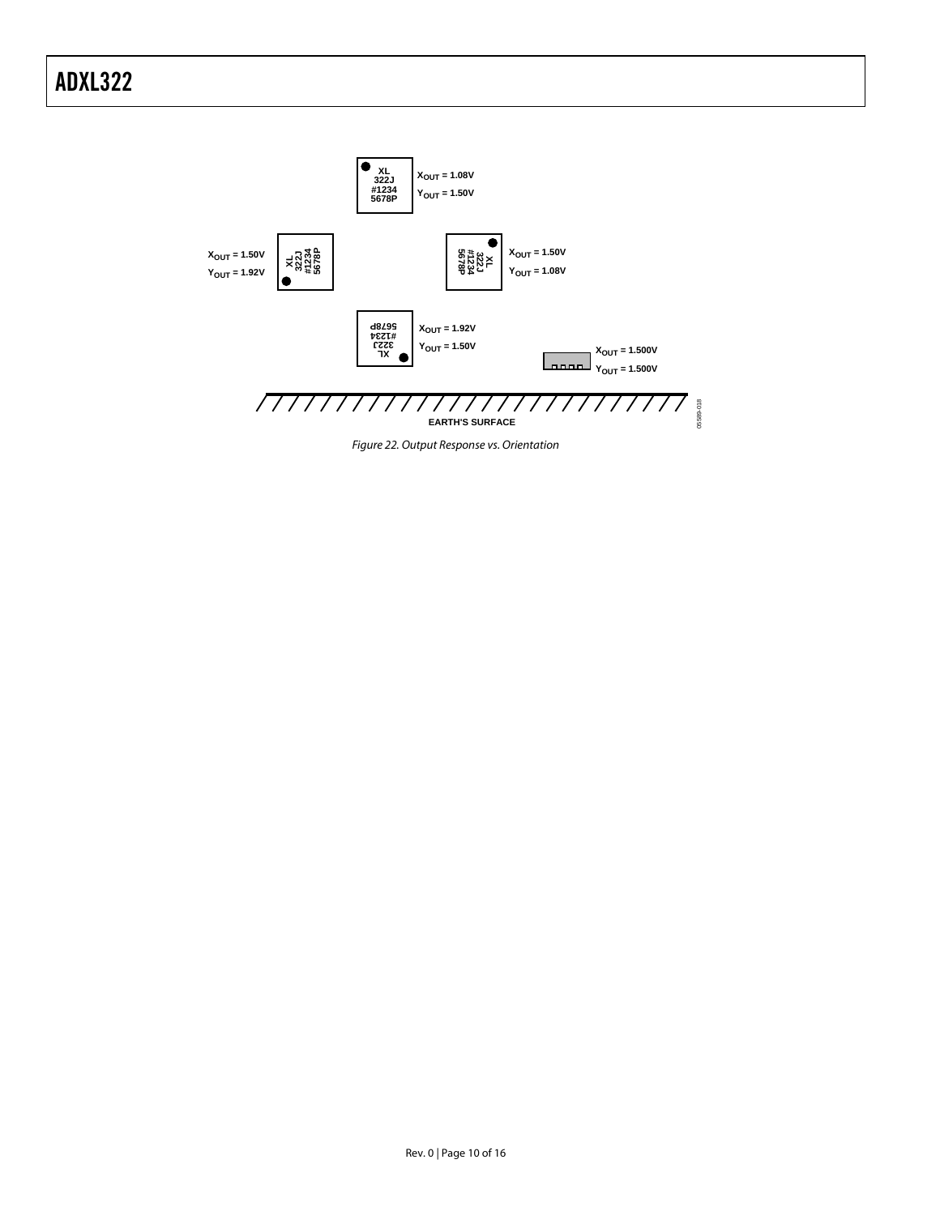$X_{OUT}$ = 1.08V
$Y_{OUT}$ = 1.50V

$X_{OUT}$ = 1.50V
$Y_{OUT}$ = 1.92V

$X_{OUT}$ = 1.50V
$Y_{OUT}$ = 1.08V

$X_{OUT}$ = 1.92V
$Y_{OUT}$ = 1.50V

$X_{OUT}$ = 1.500V
$Y_{OUT}$ = 1.500V

EARTH'S SURFACE

*Figure 22. Output Response vs. Orientation*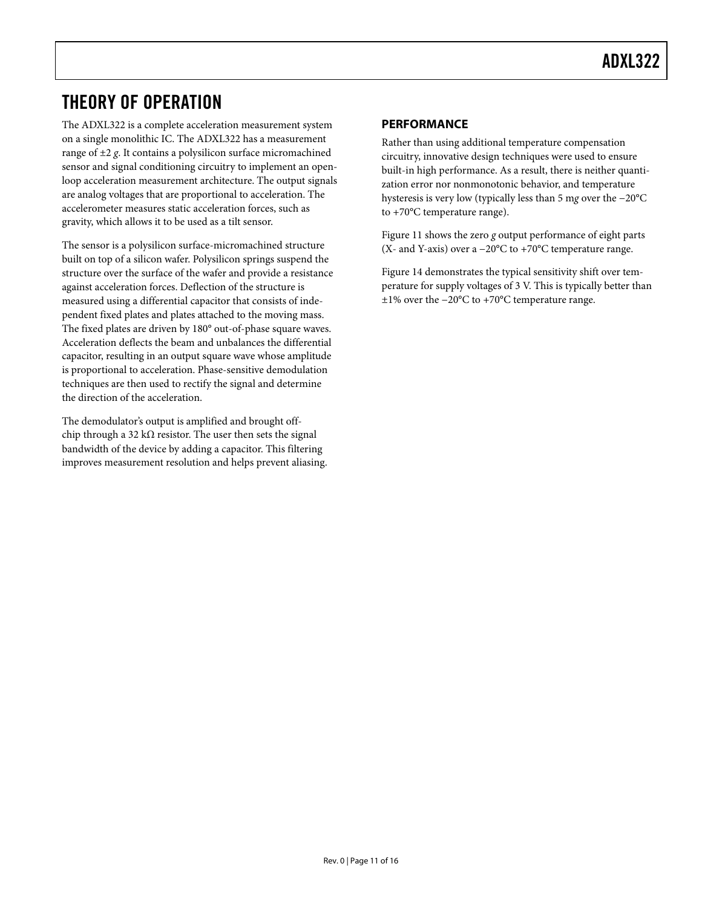# THEORY OF OPERATION

The ADXL322 is a complete acceleration measurement system on a single monolithic IC. The ADXL322 has a measurement range of ±2 *g*. It contains a polysilicon surface micromachined sensor and signal conditioning circuitry to implement an open-loop acceleration measurement architecture. The output signals are analog voltages that are proportional to acceleration. The accelerometer measures static acceleration forces, such as gravity, which allows it to be used as a tilt sensor.

The sensor is a polysilicon surface-micromachined structure built on top of a silicon wafer. Polysilicon springs suspend the structure over the surface of the wafer and provide a resistance against acceleration forces. Deflection of the structure is measured using a differential capacitor that consists of independent fixed plates and plates attached to the moving mass. The fixed plates are driven by 180° out-of-phase square waves. Acceleration deflects the beam and unbalances the differential capacitor, resulting in an output square wave whose amplitude is proportional to acceleration. Phase-sensitive demodulation techniques are then used to rectify the signal and determine the direction of the acceleration.

The demodulator's output is amplified and brought off-chip through a 32 kΩ resistor. The user then sets the signal bandwidth of the device by adding a capacitor. This filtering improves measurement resolution and helps prevent aliasing.

## PERFORMANCE

Rather than using additional temperature compensation circuitry, innovative design techniques were used to ensure built-in high performance. As a result, there is neither quantization error nor nonmonotonic behavior, and temperature hysteresis is very low (typically less than 5 m*g* over the −20°C to +70°C temperature range).

Figure 11 shows the zero *g* output performance of eight parts (X- and Y-axis) over a −20°C to +70°C temperature range.

Figure 14 demonstrates the typical sensitivity shift over temperature for supply voltages of 3 V. This is typically better than ±1% over the −20°C to +70°C temperature range.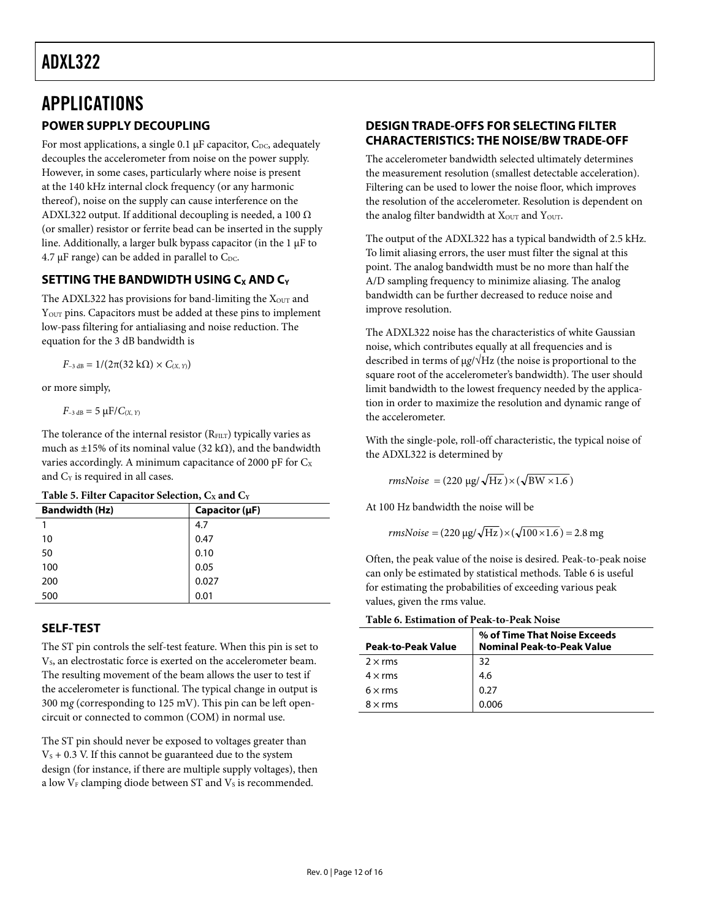# APPLICATIONS

## POWER SUPPLY DECOUPLING

For most applications, a single 0.1 µF capacitor, $C_{DC}$, adequately decouples the accelerometer from noise on the power supply. However, in some cases, particularly where noise is present at the 140 kHz internal clock frequency (or any harmonic thereof), noise on the supply can cause interference on the ADXL322 output. If additional decoupling is needed, a 100 Ω (or smaller) resistor or ferrite bead can be inserted in the supply line. Additionally, a larger bulk bypass capacitor (in the 1 µF to 4.7 µF range) can be added in parallel to $C_{DC}$.

## SETTING THE BANDWIDTH USING $C_X$ AND $C_Y$

The ADXL322 has provisions for band-limiting the $X_{OUT}$ and $Y_{OUT}$ pins. Capacitors must be added at these pins to implement low-pass filtering for antialiasing and noise reduction. The equation for the 3 dB bandwidth is

$$F_{-3\text{ dB}} = 1/(2\pi(32\text{ k}\Omega) \times C_{(X,\,Y)})$$

or more simply,

$$F_{-3\text{ dB}} = 5\ \mu\text{F}/C_{(X,\,Y)}$$

The tolerance of the internal resistor ($R_{FILT}$) typically varies as much as ±15% of its nominal value (32 kΩ), and the bandwidth varies accordingly. A minimum capacitance of 2000 pF for $C_X$ and $C_Y$ is required in all cases.

**Table 5. Filter Capacitor Selection, $C_X$ and $C_Y$**

| Bandwidth (Hz) | Capacitor (µF) |
|---|---|
| 1 | 4.7 |
| 10 | 0.47 |
| 50 | 0.10 |
| 100 | 0.05 |
| 200 | 0.027 |
| 500 | 0.01 |

## SELF-TEST

The ST pin controls the self-test feature. When this pin is set to $V_S$, an electrostatic force is exerted on the accelerometer beam. The resulting movement of the beam allows the user to test if the accelerometer is functional. The typical change in output is 300 m*g* (corresponding to 125 mV). This pin can be left open-circuit or connected to common (COM) in normal use.

The ST pin should never be exposed to voltages greater than $V_S$ + 0.3 V. If this cannot be guaranteed due to the system design (for instance, if there are multiple supply voltages), then a low $V_F$ clamping diode between ST and $V_S$ is recommended.

## DESIGN TRADE-OFFS FOR SELECTING FILTER CHARACTERISTICS: THE NOISE/BW TRADE-OFF

The accelerometer bandwidth selected ultimately determines the measurement resolution (smallest detectable acceleration). Filtering can be used to lower the noise floor, which improves the resolution of the accelerometer. Resolution is dependent on the analog filter bandwidth at $X_{OUT}$ and $Y_{OUT}$.

The output of the ADXL322 has a typical bandwidth of 2.5 kHz. To limit aliasing errors, the user must filter the signal at this point. The analog bandwidth must be no more than half the A/D sampling frequency to minimize aliasing. The analog bandwidth can be further decreased to reduce noise and improve resolution.

The ADXL322 noise has the characteristics of white Gaussian noise, which contributes equally at all frequencies and is described in terms of µ*g*/√Hz (the noise is proportional to the square root of the accelerometer's bandwidth). The user should limit bandwidth to the lowest frequency needed by the application in order to maximize the resolution and dynamic range of the accelerometer.

With the single-pole, roll-off characteristic, the typical noise of the ADXL322 is determined by

$$rmsNoise = (220\ \mu\text{g}/\sqrt{\text{Hz}}) \times (\sqrt{\text{BW} \times 1.6})$$

At 100 Hz bandwidth the noise will be

$$rmsNoise = (220\ \mu\text{g}/\sqrt{\text{Hz}}) \times (\sqrt{100 \times 1.6}) = 2.8\text{ mg}$$

Often, the peak value of the noise is desired. Peak-to-peak noise can only be estimated by statistical methods. Table 6 is useful for estimating the probabilities of exceeding various peak values, given the rms value.

**Table 6. Estimation of Peak-to-Peak Noise**

| Peak-to-Peak Value | % of Time That Noise Exceeds Nominal Peak-to-Peak Value |
|---|---|
| 2 × rms | 32 |
| 4 × rms | 4.6 |
| 6 × rms | 0.27 |
| 8 × rms | 0.006 |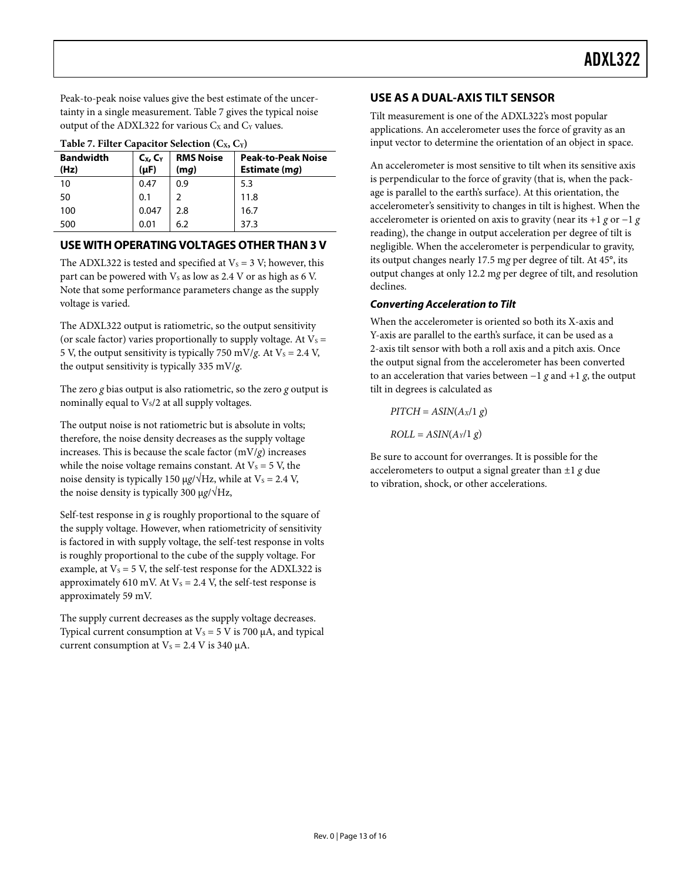Peak-to-peak noise values give the best estimate of the uncertainty in a single measurement. Table 7 gives the typical noise output of the ADXL322 for various $C_X$ and $C_Y$ values.

**Table 7. Filter Capacitor Selection ($C_X$, $C_Y$)**

| Bandwidth (Hz) | $C_X$, $C_Y$ (μF) | RMS Noise (m*g*) | Peak-to-Peak Noise Estimate (m*g*) |
|---|---|---|---|
| 10 | 0.47 | 0.9 | 5.3 |
| 50 | 0.1 | 2 | 11.8 |
| 100 | 0.047 | 2.8 | 16.7 |
| 500 | 0.01 | 6.2 | 37.3 |

## USE WITH OPERATING VOLTAGES OTHER THAN 3 V

The ADXL322 is tested and specified at $V_S$ = 3 V; however, this part can be powered with $V_S$ as low as 2.4 V or as high as 6 V. Note that some performance parameters change as the supply voltage is varied.

The ADXL322 output is ratiometric, so the output sensitivity (or scale factor) varies proportionally to supply voltage. At $V_S$ = 5 V, the output sensitivity is typically 750 mV/*g*. At $V_S$ = 2.4 V, the output sensitivity is typically 335 mV/*g*.

The zero *g* bias output is also ratiometric, so the zero *g* output is nominally equal to $V_S/2$ at all supply voltages.

The output noise is not ratiometric but is absolute in volts; therefore, the noise density decreases as the supply voltage increases. This is because the scale factor (mV/*g*) increases while the noise voltage remains constant. At $V_S$ = 5 V, the noise density is typically 150 μ*g*/√Hz, while at $V_S$ = 2.4 V, the noise density is typically 300 μ*g*/√Hz,

Self-test response in *g* is roughly proportional to the square of the supply voltage. However, when ratiometricity of sensitivity is factored in with supply voltage, the self-test response in volts is roughly proportional to the cube of the supply voltage. For example, at $V_S$ = 5 V, the self-test response for the ADXL322 is approximately 610 mV. At $V_S$ = 2.4 V, the self-test response is approximately 59 mV.

The supply current decreases as the supply voltage decreases. Typical current consumption at $V_S$ = 5 V is 700 μA, and typical current consumption at $V_S$ = 2.4 V is 340 μA.

## USE AS A DUAL-AXIS TILT SENSOR

Tilt measurement is one of the ADXL322's most popular applications. An accelerometer uses the force of gravity as an input vector to determine the orientation of an object in space.

An accelerometer is most sensitive to tilt when its sensitive axis is perpendicular to the force of gravity (that is, when the package is parallel to the earth's surface). At this orientation, the accelerometer's sensitivity to changes in tilt is highest. When the accelerometer is oriented on axis to gravity (near its +1 *g* or −1 *g* reading), the change in output acceleration per degree of tilt is negligible. When the accelerometer is perpendicular to gravity, its output changes nearly 17.5 m*g* per degree of tilt. At 45°, its output changes at only 12.2 m*g* per degree of tilt, and resolution declines.

### *Converting Acceleration to Tilt*

When the accelerometer is oriented so both its X-axis and Y-axis are parallel to the earth's surface, it can be used as a 2-axis tilt sensor with both a roll axis and a pitch axis. Once the output signal from the accelerometer has been converted to an acceleration that varies between −1 *g* and +1 *g*, the output tilt in degrees is calculated as

$$PITCH = ASIN(A_X/1\ g)$$

$$ROLL = ASIN(A_Y/1\ g)$$

Be sure to account for overranges. It is possible for the accelerometers to output a signal greater than ±1 *g* due to vibration, shock, or other accelerations.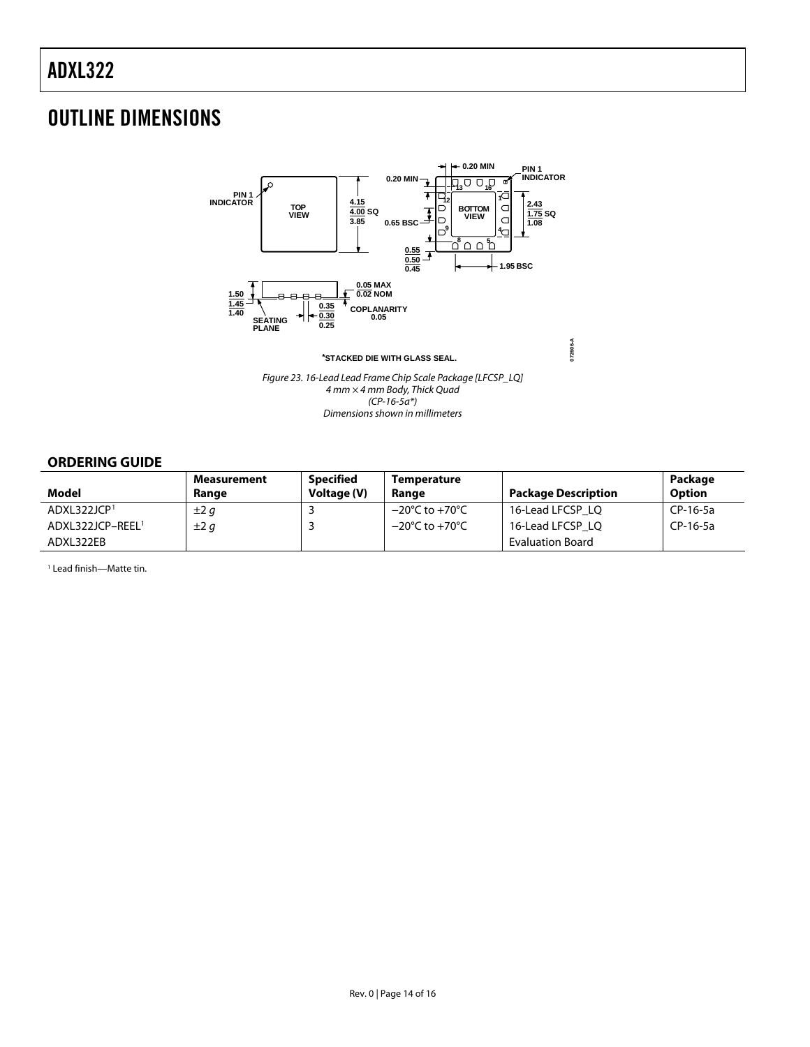# OUTLINE DIMENSIONS

*STACKED DIE WITH GLASS SEAL.

*Figure 23. 16-Lead Lead Frame Chip Scale Package [LFCSP_LQ] 4 mm × 4 mm Body, Thick Quad (CP-16-5a*) Dimensions shown in millimeters*

## ORDERING GUIDE

| Model | Measurement Range | Specified Voltage (V) | Temperature Range | Package Description | Package Option |
|---|---|---|---|---|---|
| ADXL322JCP[1] | ±2 *g* | 3 | −20°C to +70°C | 16-Lead LFCSP_LQ | CP-16-5a |
| ADXL322JCP–REEL[1] | ±2 *g* | 3 | −20°C to +70°C | 16-Lead LFCSP_LQ | CP-16-5a |
| ADXL322EB | | | | Evaluation Board | |

[1] Lead finish—Matte tin.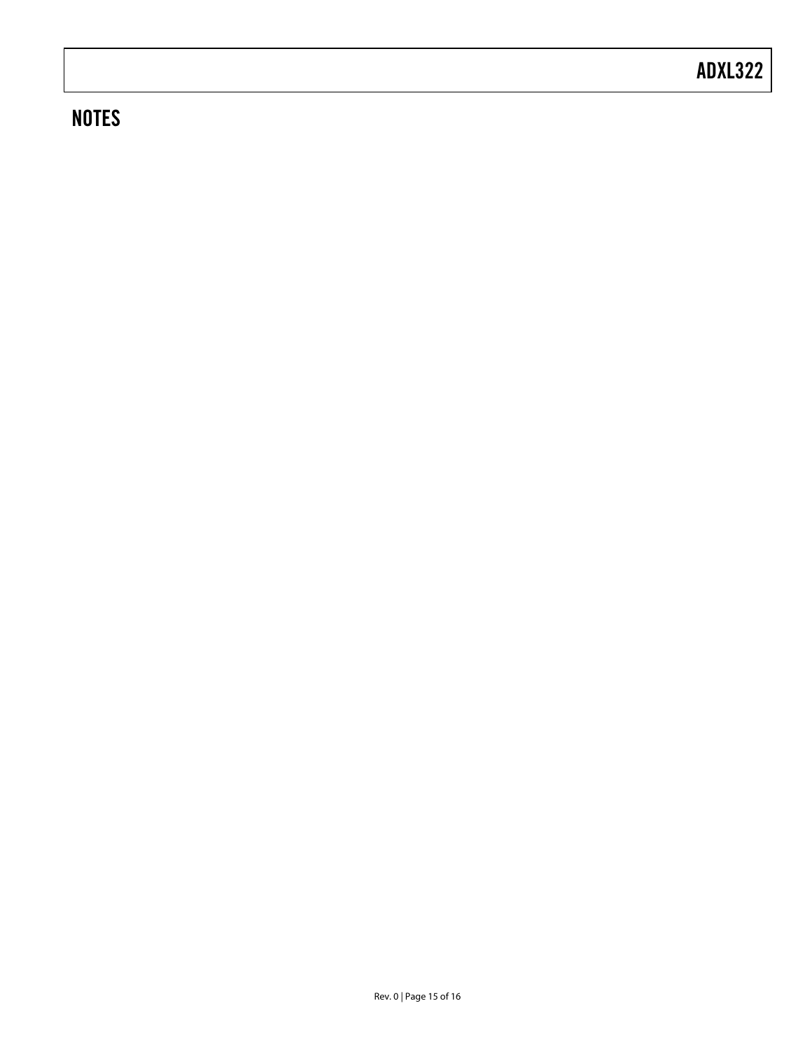## NOTES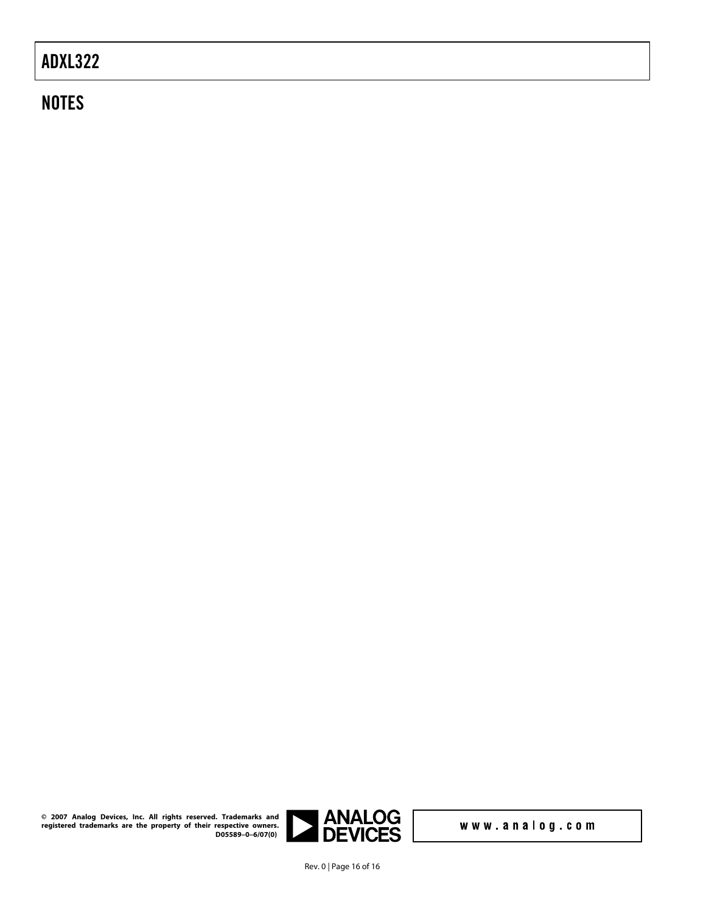## NOTES

© 2007 Analog Devices, Inc. All rights reserved. Trademarks and registered trademarks are the property of their respective owners.
D05589–0–6/07(0)

www.analog.com